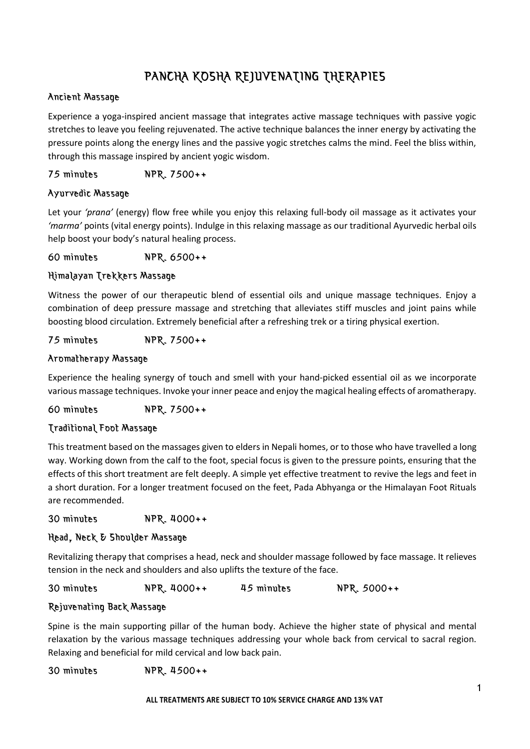# PANCHA KOSHA REJUVENATING THERAPIES

## Ancient Massage

Experience a yoga-inspired ancient massage that integrates active massage techniques with passive yogic stretches to leave you feeling rejuvenated. The active technique balances the inner energy by activating the pressure points along the energy lines and the passive yogic stretches calms the mind. Feel the bliss within, through this massage inspired by ancient yogic wisdom.

75 minutes NPR. 7500++

## Ayurvedic Massage

Let your *'prana'* (energy) flow free while you enjoy this relaxing full-body oil massage as it activates your *'marma'* points (vital energy points). Indulge in this relaxing massage as our traditional Ayurvedic herbal oils help boost your body's natural healing process.

60 minutes NPR. 6500++

## Himalayan Trekkers Massage

Witness the power of our therapeutic blend of essential oils and unique massage techniques. Enjoy a combination of deep pressure massage and stretching that alleviates stiff muscles and joint pains while boosting blood circulation. Extremely beneficial after a refreshing trek or a tiring physical exertion.

75 minutes NPR. 7500++

## Aromatherapy Massage

Experience the healing synergy of touch and smell with your hand-picked essential oil as we incorporate various massage techniques. Invoke your inner peace and enjoy the magical healing effects of aromatherapy.

60 minutes NPR. 7500++

## Traditional Foot Massage

This treatment based on the massages given to elders in Nepali homes, or to those who have travelled a long way. Working down from the calf to the foot, special focus is given to the pressure points, ensuring that the effects of this short treatment are felt deeply. A simple yet effective treatment to revive the legs and feet in a short duration. For a longer treatment focused on the feet, Pada Abhyanga or the Himalayan Foot Rituals are recommended.

30 minutes NPR. 4000++

## Head, Neck & Shoulder Massage

Revitalizing therapy that comprises a head, neck and shoulder massage followed by face massage. It relieves tension in the neck and shoulders and also uplifts the texture of the face.

30 minutes NPR. 4000++ 45 minutes NPR. 5000++

## Rejuvenating Back Massage

Spine is the main supporting pillar of the human body. Achieve the higher state of physical and mental relaxation by the various massage techniques addressing your whole back from cervical to sacral region. Relaxing and beneficial for mild cervical and low back pain.

30 minutes NPR. 4500++

**ALL TREATMENTS ARE SUBJECT TO 10% SERVICE CHARGE AND 13% VAT**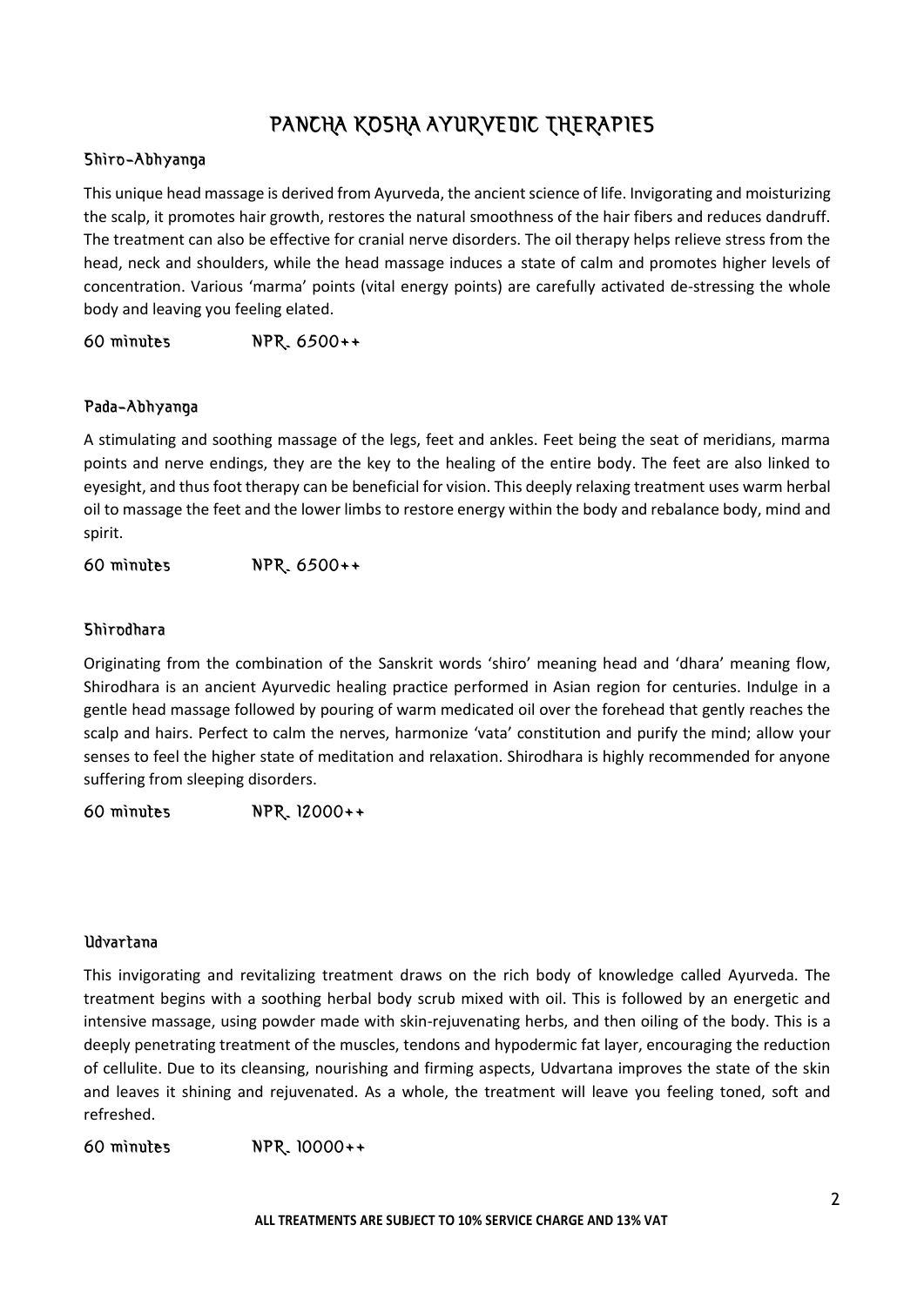# PANCHA KOSHA AYURVEDIC THERAPIES

## Shiro-Abhyanga

This unique head massage is derived from Ayurveda, the ancient science of life. Invigorating and moisturizing the scalp, it promotes hair growth, restores the natural smoothness of the hair fibers and reduces dandruff. The treatment can also be effective for cranial nerve disorders. The oil therapy helps relieve stress from the head, neck and shoulders, while the head massage induces a state of calm and promotes higher levels of concentration. Various 'marma' points (vital energy points) are carefully activated de-stressing the whole body and leaving you feeling elated.

60 minutes NPR. 6500++

## Pada-Abhyanga

A stimulating and soothing massage of the legs, feet and ankles. Feet being the seat of meridians, marma points and nerve endings, they are the key to the healing of the entire body. The feet are also linked to eyesight, and thus foot therapy can be beneficial for vision. This deeply relaxing treatment uses warm herbal oil to massage the feet and the lower limbs to restore energy within the body and rebalance body, mind and spirit.

60 minutes NPR. 6500++

## Shirodhara

Originating from the combination of the Sanskrit words 'shiro' meaning head and 'dhara' meaning flow, Shirodhara is an ancient Ayurvedic healing practice performed in Asian region for centuries. Indulge in a gentle head massage followed by pouring of warm medicated oil over the forehead that gently reaches the scalp and hairs. Perfect to calm the nerves, harmonize 'vata' constitution and purify the mind; allow your senses to feel the higher state of meditation and relaxation. Shirodhara is highly recommended for anyone suffering from sleeping disorders.

60 minutes NPR. 12000++

## Udvartana

This invigorating and revitalizing treatment draws on the rich body of knowledge called Ayurveda. The treatment begins with a soothing herbal body scrub mixed with oil. This is followed by an energetic and intensive massage, using powder made with skin-rejuvenating herbs, and then oiling of the body. This is a deeply penetrating treatment of the muscles, tendons and hypodermic fat layer, encouraging the reduction of cellulite. Due to its cleansing, nourishing and firming aspects, Udvartana improves the state of the skin and leaves it shining and rejuvenated. As a whole, the treatment will leave you feeling toned, soft and refreshed.

60 minutes NPR. 10000++

**ALL TREATMENTS ARE SUBJECT TO 10% SERVICE CHARGE AND 13% VAT**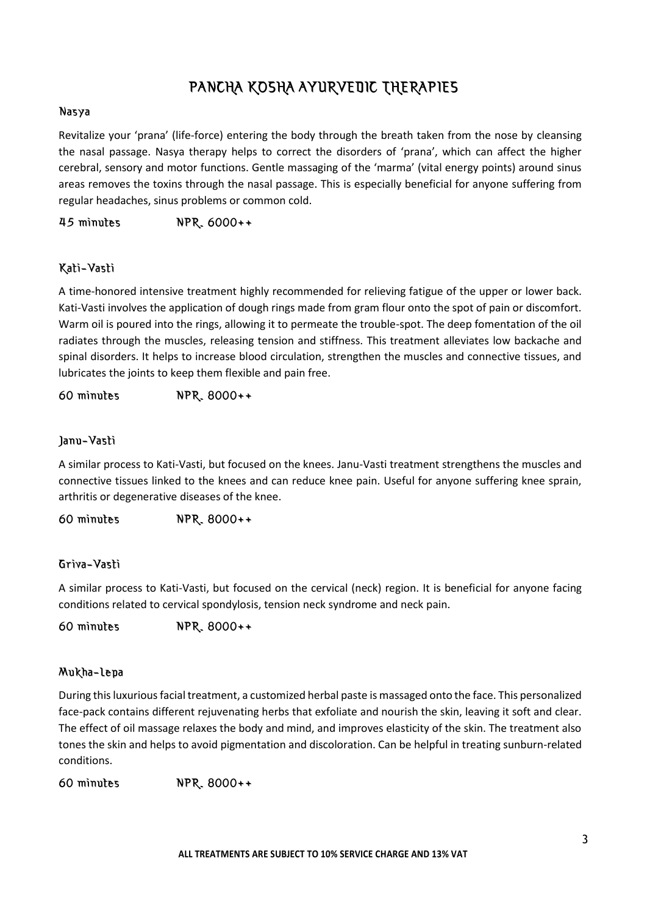# PANCHA KOSHA AYURVEDIC THERAPIES

## Nasya

Revitalize your 'prana' (life-force) entering the body through the breath taken from the nose by cleansing the nasal passage. Nasya therapy helps to correct the disorders of 'prana', which can affect the higher cerebral, sensory and motor functions. Gentle massaging of the 'marma' (vital energy points) around sinus areas removes the toxins through the nasal passage. This is especially beneficial for anyone suffering from regular headaches, sinus problems or common cold.

45 minutes NPR. 6000++

## Kati-Vasti

A time-honored intensive treatment highly recommended for relieving fatigue of the upper or lower back. Kati-Vasti involves the application of dough rings made from gram flour onto the spot of pain or discomfort. Warm oil is poured into the rings, allowing it to permeate the trouble-spot. The deep fomentation of the oil radiates through the muscles, releasing tension and stiffness. This treatment alleviates low backache and spinal disorders. It helps to increase blood circulation, strengthen the muscles and connective tissues, and lubricates the joints to keep them flexible and pain free.

60 minutes NPR. 8000++

## Janu-Vasti

A similar process to Kati-Vasti, but focused on the knees. Janu-Vasti treatment strengthens the muscles and connective tissues linked to the knees and can reduce knee pain. Useful for anyone suffering knee sprain, arthritis or degenerative diseases of the knee.

60 minutes NPR. 8000++

## Griva-Vasti

A similar process to Kati-Vasti, but focused on the cervical (neck) region. It is beneficial for anyone facing conditions related to cervical spondylosis, tension neck syndrome and neck pain.

60 minutes NPR. 8000++

## Mukha-lepa

During this luxurious facial treatment, a customized herbal paste is massaged onto the face. This personalized face-pack contains different rejuvenating herbs that exfoliate and nourish the skin, leaving it soft and clear. The effect of oil massage relaxes the body and mind, and improves elasticity of the skin. The treatment also tones the skin and helps to avoid pigmentation and discoloration. Can be helpful in treating sunburn-related conditions.

60 minutes NPR. 8000++

**ALL TREATMENTS ARE SUBJECT TO 10% SERVICE CHARGE AND 13% VAT**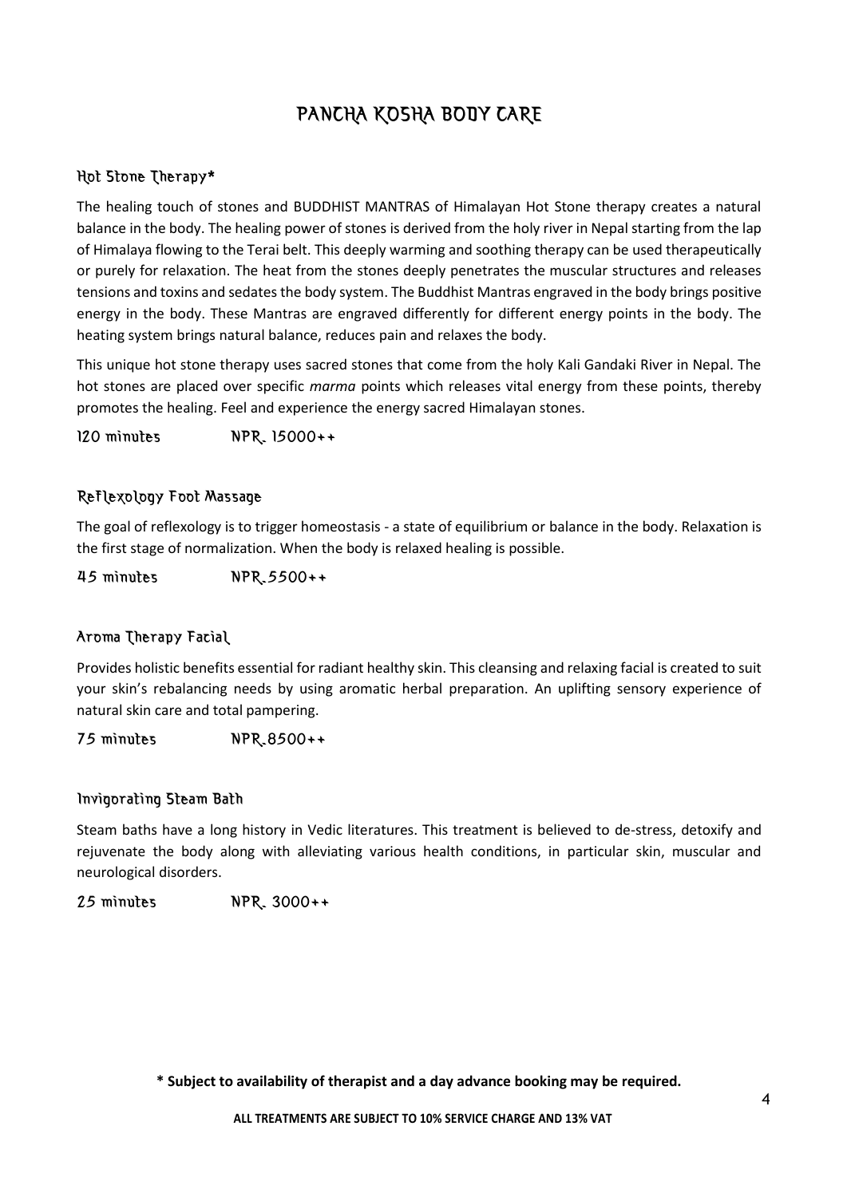# PANCHA KOSHA BODY CARE

## Hot Stone Therapy*

The healing touch of stones and BUDDHIST MANTRAS of Himalayan Hot Stone therapy creates a natural balance in the body. The healing power of stones is derived from the holy river in Nepal starting from the lap of Himalaya flowing to the Terai belt. This deeply warming and soothing therapy can be used therapeutically or purely for relaxation. The heat from the stones deeply penetrates the muscular structures and releases tensions and toxins and sedates the body system. The Buddhist Mantras engraved in the body brings positive energy in the body. These Mantras are engraved differently for different energy points in the body. The heating system brings natural balance, reduces pain and relaxes the body.

This unique hot stone therapy uses sacred stones that come from the holy Kali Gandaki River in Nepal. The hot stones are placed over specific *marma* points which releases vital energy from these points, thereby promotes the healing. Feel and experience the energy sacred Himalayan stones.

120 minutes NPR. 15000++

## Reflexology Foot Massage

The goal of reflexology is to trigger homeostasis - a state of equilibrium or balance in the body. Relaxation is the first stage of normalization. When the body is relaxed healing is possible.

45 minutes NPR.5500++

## Aroma Therapy Facial

Provides holistic benefits essential for radiant healthy skin. This cleansing and relaxing facial is created to suit your skin's rebalancing needs by using aromatic herbal preparation. An uplifting sensory experience of natural skin care and total pampering.

75 minutes NPR.8500++

## Invigorating Steam Bath

Steam baths have a long history in Vedic literatures. This treatment is believed to de-stress, detoxify and rejuvenate the body along with alleviating various health conditions, in particular skin, muscular and neurological disorders.

25 minutes NPR. 3000++

**\* Subject to availability of therapist and a day advance booking may be required.**

**ALL TREATMENTS ARE SUBJECT TO 10% SERVICE CHARGE AND 13% VAT**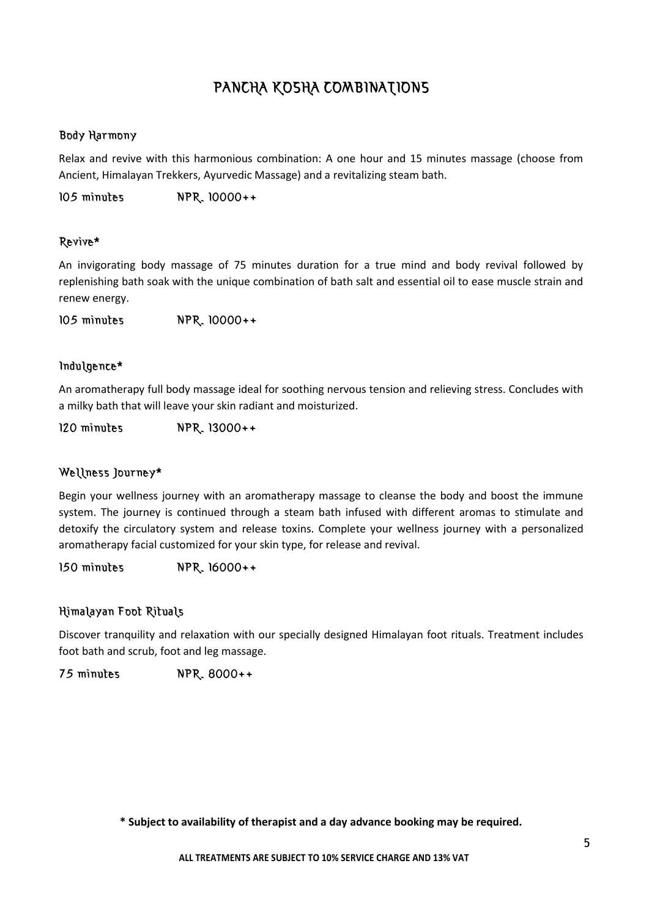# PANCHA KOSHA COMBINATIONS

### Body Harmony

Relax and revive with this harmonious combination: A one hour and 15 minutes massage (choose from Ancient, Himalayan Trekkers, Ayurvedic Massage) and a revitalizing steam bath.

105 minutes NPR. 10000++

### Revive*

An invigorating body massage of 75 minutes duration for a true mind and body revival followed by replenishing bath soak with the unique combination of bath salt and essential oil to ease muscle strain and renew energy.

105 minutes NPR. 10000++

### Indulgence*

An aromatherapy full body massage ideal for soothing nervous tension and relieving stress. Concludes with a milky bath that will leave your skin radiant and moisturized.

120 minutes NPR. 13000++

### Wellness Journey*

Begin your wellness journey with an aromatherapy massage to cleanse the body and boost the immune system. The journey is continued through a steam bath infused with different aromas to stimulate and detoxify the circulatory system and release toxins. Complete your wellness journey with a personalized aromatherapy facial customized for your skin type, for release and revival.

150 minutes NPR. 16000++

### Himalayan Foot Rituals

Discover tranquility and relaxation with our specially designed Himalayan foot rituals. Treatment includes foot bath and scrub, foot and leg massage.

75 minutes NPR. 8000++

**\* Subject to availability of therapist and a day advance booking may be required.**

**ALL TREATMENTS ARE SUBJECT TO 10% SERVICE CHARGE AND 13% VAT**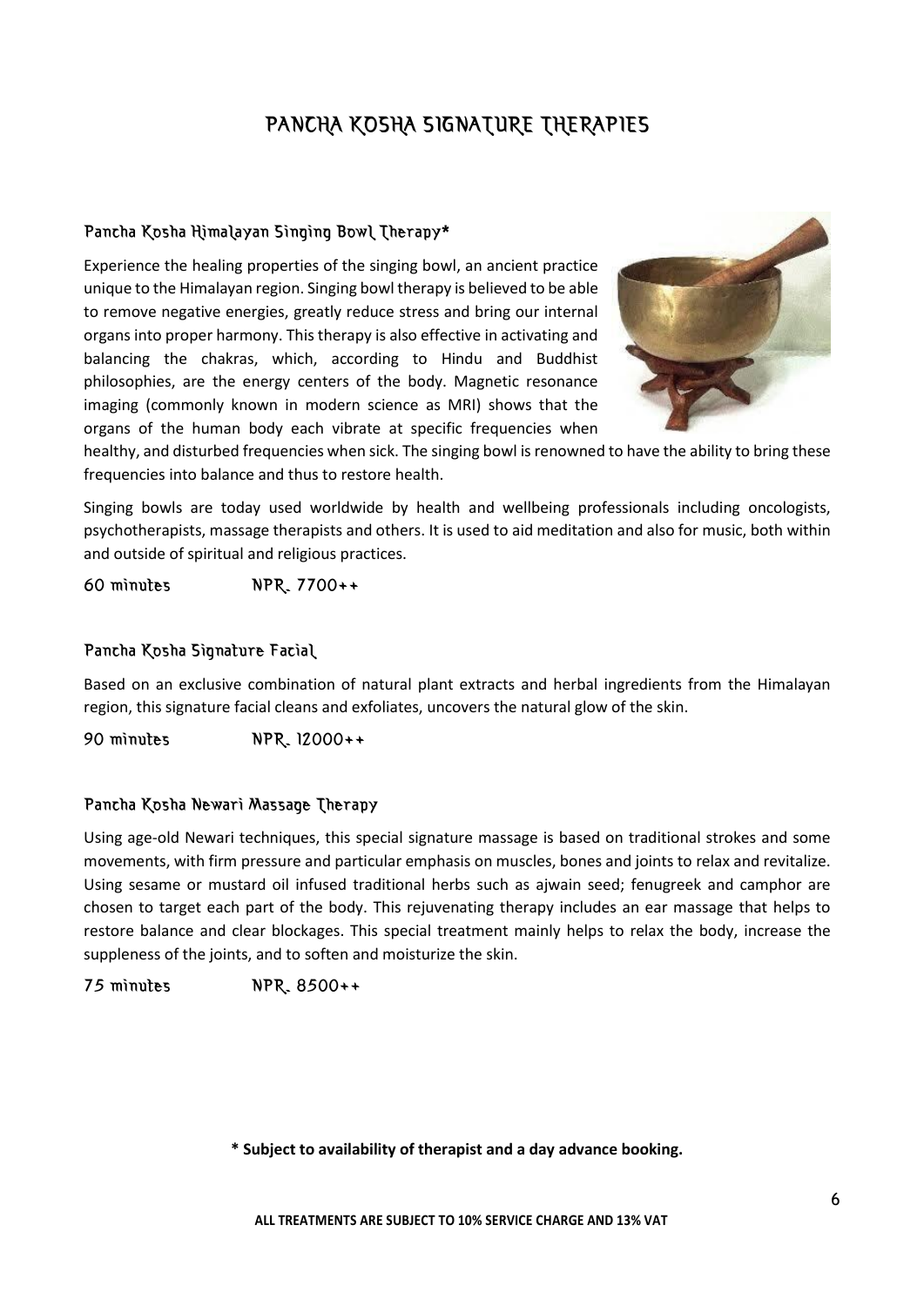# PANCHA KOSHA SIGNATURE THERAPIES

## Pancha Kosha Himalayan Singing Bowl Therapy*

Experience the healing properties of the singing bowl, an ancient practice unique to the Himalayan region. Singing bowl therapy is believed to be able to remove negative energies, greatly reduce stress and bring our internal organs into proper harmony. This therapy is also effective in activating and balancing the chakras, which, according to Hindu and Buddhist philosophies, are the energy centers of the body. Magnetic resonance imaging (commonly known in modern science as MRI) shows that the organs of the human body each vibrate at specific frequencies when healthy, and disturbed frequencies when sick. The singing bowl is renowned to have the ability to bring these frequencies into balance and thus to restore health.

Singing bowls are today used worldwide by health and wellbeing professionals including oncologists, psychotherapists, massage therapists and others. It is used to aid meditation and also for music, both within and outside of spiritual and religious practices.

60 minutes NPR. 7700++

## Pancha Kosha Signature Facial

Based on an exclusive combination of natural plant extracts and herbal ingredients from the Himalayan region, this signature facial cleans and exfoliates, uncovers the natural glow of the skin.

90 minutes NPR. 12000++

## Pancha Kosha Newari Massage Therapy

Using age-old Newari techniques, this special signature massage is based on traditional strokes and some movements, with firm pressure and particular emphasis on muscles, bones and joints to relax and revitalize. Using sesame or mustard oil infused traditional herbs such as ajwain seed; fenugreek and camphor are chosen to target each part of the body. This rejuvenating therapy includes an ear massage that helps to restore balance and clear blockages. This special treatment mainly helps to relax the body, increase the suppleness of the joints, and to soften and moisturize the skin.

75 minutes NPR. 8500++

**\* Subject to availability of therapist and a day advance booking.**

**ALL TREATMENTS ARE SUBJECT TO 10% SERVICE CHARGE AND 13% VAT**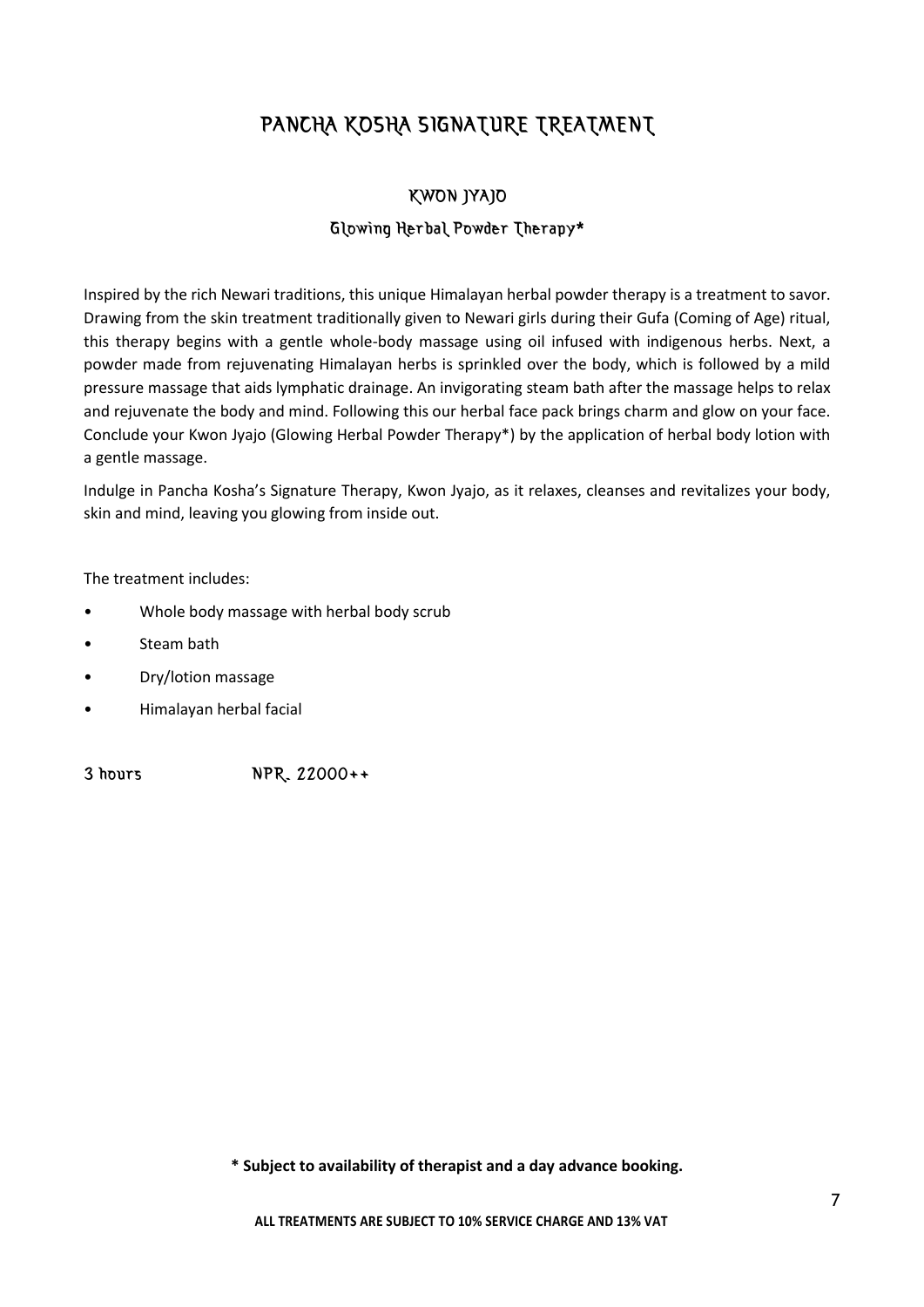# PANCHA KOSHA SIGNATURE TREATMENT

## KWON JYAJO

### Glowing Herbal Powder Therapy*

Inspired by the rich Newari traditions, this unique Himalayan herbal powder therapy is a treatment to savor. Drawing from the skin treatment traditionally given to Newari girls during their Gufa (Coming of Age) ritual, this therapy begins with a gentle whole-body massage using oil infused with indigenous herbs. Next, a powder made from rejuvenating Himalayan herbs is sprinkled over the body, which is followed by a mild pressure massage that aids lymphatic drainage. An invigorating steam bath after the massage helps to relax and rejuvenate the body and mind. Following this our herbal face pack brings charm and glow on your face. Conclude your Kwon Jyajo (Glowing Herbal Powder Therapy*) by the application of herbal body lotion with a gentle massage.

Indulge in Pancha Kosha's Signature Therapy, Kwon Jyajo, as it relaxes, cleanses and revitalizes your body, skin and mind, leaving you glowing from inside out.

The treatment includes:

- Whole body massage with herbal body scrub
- Steam bath
- Dry/lotion massage
- Himalayan herbal facial

3 hours NPR. 22000++

**\* Subject to availability of therapist and a day advance booking.**

**ALL TREATMENTS ARE SUBJECT TO 10% SERVICE CHARGE AND 13% VAT**